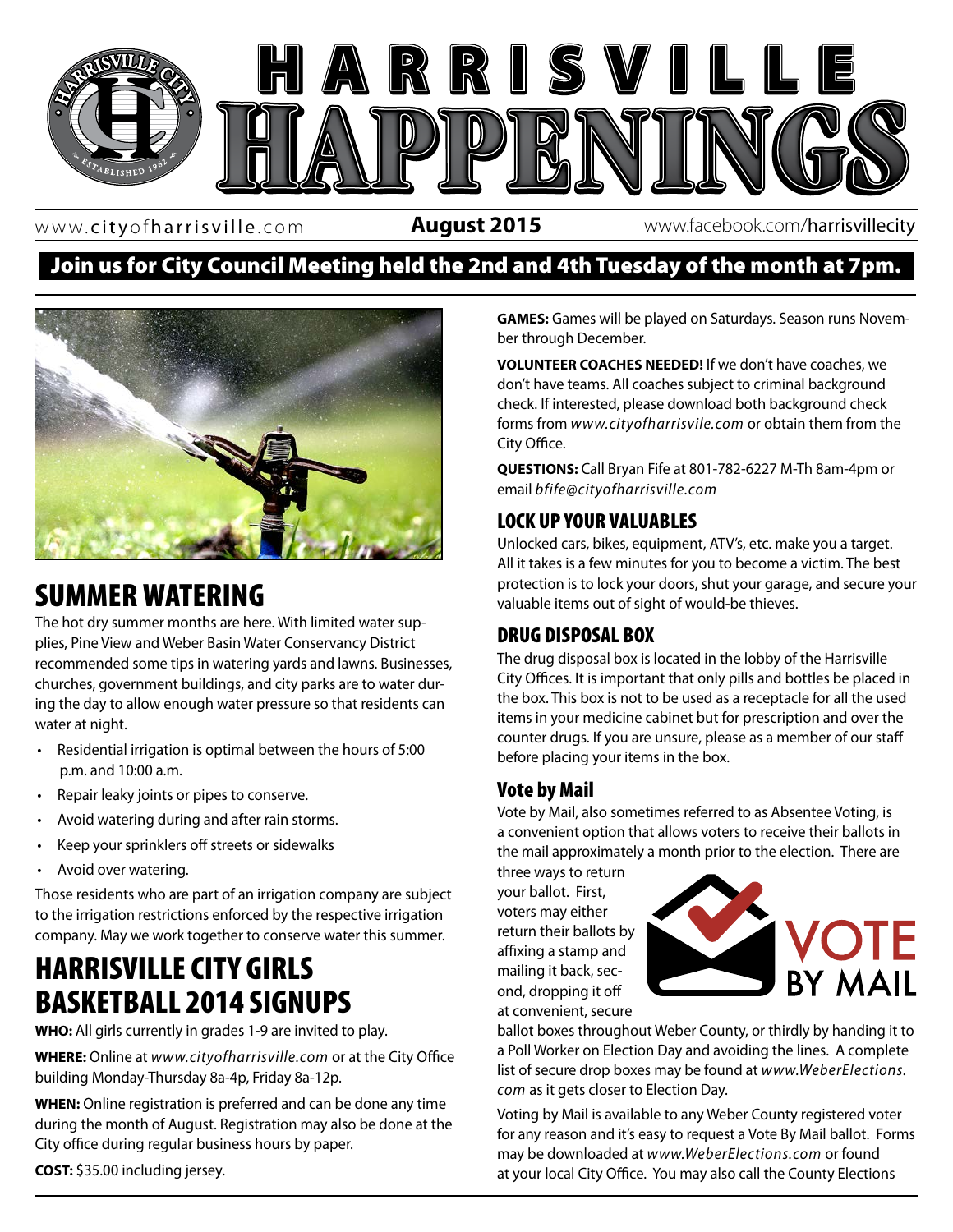# HARRISVILLE HAPPENINGS

www.cityofharrisville.com **August 2015** www.facebook.com/harrisvillecity

**Join us for City Council Meeting held the 2nd and 4th Tuesday of the month at 7pm.**

## SUMMER WATERING

The hot dry summer months are here. With limited water supplies, Pine View and Weber Basin Water Conservancy District recommended some tips in watering yards and lawns. Businesses, churches, government buildings, and city parks are to water during the day to allow enough water pressure so that residents can water at night.

- Residential irrigation is optimal between the hours of 5:00 p.m. and 10:00 a.m.
- Repair leaky joints or pipes to conserve.
- Avoid watering during and after rain storms.
- Keep your sprinklers off streets or sidewalks
- Avoid over watering.

Those residents who are part of an irrigation company are subject to the irrigation restrictions enforced by the respective irrigation company. May we work together to conserve water this summer.

## HARRISVILLE CITY GIRLS BASKETBALL 2014 SIGNUPS

**WHO:** All girls currently in grades 1-9 are invited to play.

**WHERE:** Online at *www.cityofharrisville.com* or at the City Office building Monday-Thursday 8a-4p, Friday 8a-12p.

**WHEN:** Online registration is preferred and can be done any time during the month of August. Registration may also be done at the City office during regular business hours by paper.

**COST:** $35.00 including jersey.

**GAMES:** Games will be played on Saturdays. Season runs November through December.

**VOLUNTEER COACHES NEEDED!** If we don't have coaches, we don't have teams. All coaches subject to criminal background check. If interested, please download both background check forms from *www.cityofharrisvile.com* or obtain them from the City Office.

**QUESTIONS:** Call Bryan Fife at 801-782-6227 M-Th 8am-4pm or email *bfife@cityofharrisville.com*

### LOCK UP YOUR VALUABLES

Unlocked cars, bikes, equipment, ATV's, etc. make you a target. All it takes is a few minutes for you to become a victim. The best protection is to lock your doors, shut your garage, and secure your valuable items out of sight of would-be thieves.

### DRUG DISPOSAL BOX

The drug disposal box is located in the lobby of the Harrisville City Offices. It is important that only pills and bottles be placed in the box. This box is not to be used as a receptacle for all the used items in your medicine cabinet but for prescription and over the counter drugs. If you are unsure, please as a member of our staff before placing your items in the box.

### Vote by Mail

Vote by Mail, also sometimes referred to as Absentee Voting, is a convenient option that allows voters to receive their ballots in the mail approximately a month prior to the election. There are three ways to return your ballot. First, voters may either return their ballots by affixing a stamp and mailing it back, second, dropping it off at convenient, secure ballot boxes throughout Weber County, or thirdly by handing it to a Poll Worker on Election Day and avoiding the lines. A complete list of secure drop boxes may be found at *www.WeberElections.com* as it gets closer to Election Day.

Voting by Mail is available to any Weber County registered voter for any reason and it's easy to request a Vote By Mail ballot. Forms may be downloaded at *www.WeberElections.com* or found at your local City Office. You may also call the County Elections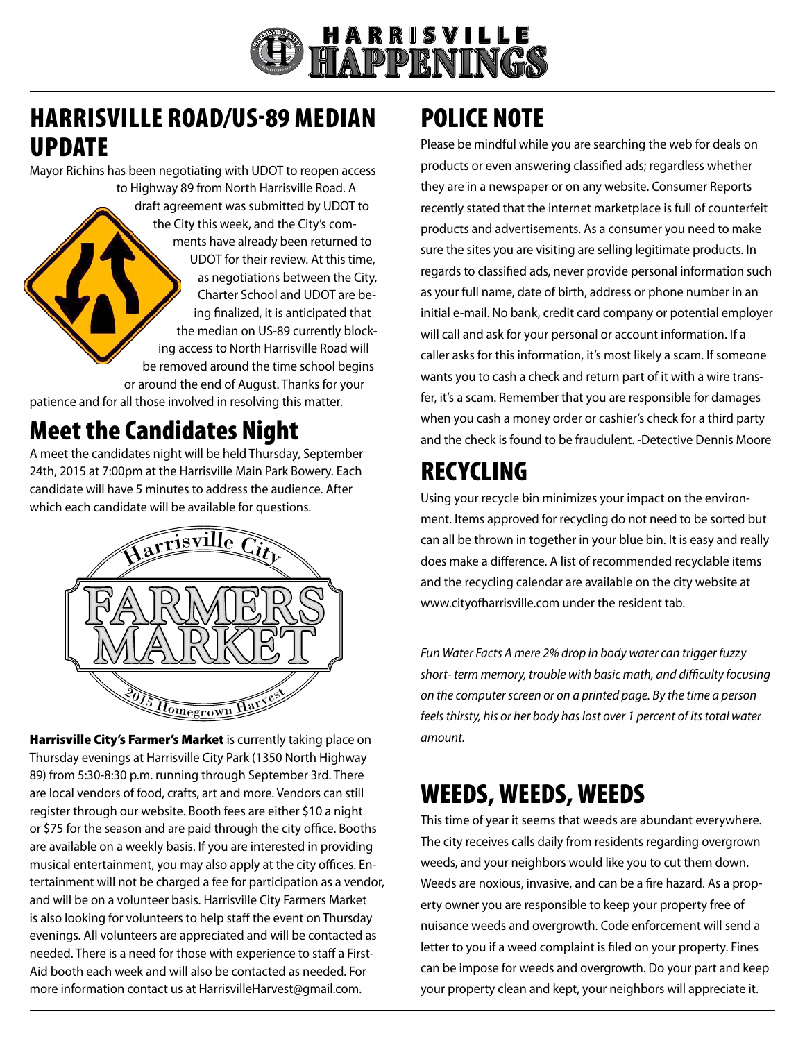# HARRISVILLE HAPPENINGS

## HARRISVILLE ROAD/US-89 MEDIAN UPDATE

Mayor Richins has been negotiating with UDOT to reopen access to Highway 89 from North Harrisville Road. A draft agreement was submitted by UDOT to the City this week, and the City's comments have already been returned to UDOT for their review. At this time, as negotiations between the City, Charter School and UDOT are being finalized, it is anticipated that the median on US-89 currently blocking access to North Harrisville Road will be removed around the time school begins or around the end of August. Thanks for your patience and for all those involved in resolving this matter.

## Meet the Candidates Night

A meet the candidates night will be held Thursday, September 24th, 2015 at 7:00pm at the Harrisville Main Park Bowery. Each candidate will have 5 minutes to address the audience. After which each candidate will be available for questions.

Harrisville City
FARMERS MARKET
2015 Homegrown Harvest

**Harrisville City's Farmer's Market** is currently taking place on Thursday evenings at Harrisville City Park (1350 North Highway 89) from 5:30-8:30 p.m. running through September 3rd. There are local vendors of food, crafts, art and more. Vendors can still register through our website. Booth fees are either $10 a night or $75 for the season and are paid through the city office. Booths are available on a weekly basis. If you are interested in providing musical entertainment, you may also apply at the city offices. Entertainment will not be charged a fee for participation as a vendor, and will be on a volunteer basis. Harrisville City Farmers Market is also looking for volunteers to help staff the event on Thursday evenings. All volunteers are appreciated and will be contacted as needed. There is a need for those with experience to staff a First-Aid booth each week and will also be contacted as needed. For more information contact us at HarrisvilleHarvest@gmail.com.

## POLICE NOTE

Please be mindful while you are searching the web for deals on products or even answering classified ads; regardless whether they are in a newspaper or on any website. Consumer Reports recently stated that the internet marketplace is full of counterfeit products and advertisements. As a consumer you need to make sure the sites you are visiting are selling legitimate products. In regards to classified ads, never provide personal information such as your full name, date of birth, address or phone number in an initial e-mail. No bank, credit card company or potential employer will call and ask for your personal or account information. If a caller asks for this information, it's most likely a scam. If someone wants you to cash a check and return part of it with a wire transfer, it's a scam. Remember that you are responsible for damages when you cash a money order or cashier's check for a third party and the check is found to be fraudulent. -Detective Dennis Moore

## RECYCLING

Using your recycle bin minimizes your impact on the environment. Items approved for recycling do not need to be sorted but can all be thrown in together in your blue bin. It is easy and really does make a difference. A list of recommended recyclable items and the recycling calendar are available on the city website at www.cityofharrisville.com under the resident tab.

*Fun Water Facts A mere 2% drop in body water can trigger fuzzy short- term memory, trouble with basic math, and difficulty focusing on the computer screen or on a printed page. By the time a person feels thirsty, his or her body has lost over 1 percent of its total water amount.*

## WEEDS, WEEDS, WEEDS

This time of year it seems that weeds are abundant everywhere. The city receives calls daily from residents regarding overgrown weeds, and your neighbors would like you to cut them down. Weeds are noxious, invasive, and can be a fire hazard. As a property owner you are responsible to keep your property free of nuisance weeds and overgrowth. Code enforcement will send a letter to you if a weed complaint is filed on your property. Fines can be impose for weeds and overgrowth. Do your part and keep your property clean and kept, your neighbors will appreciate it.